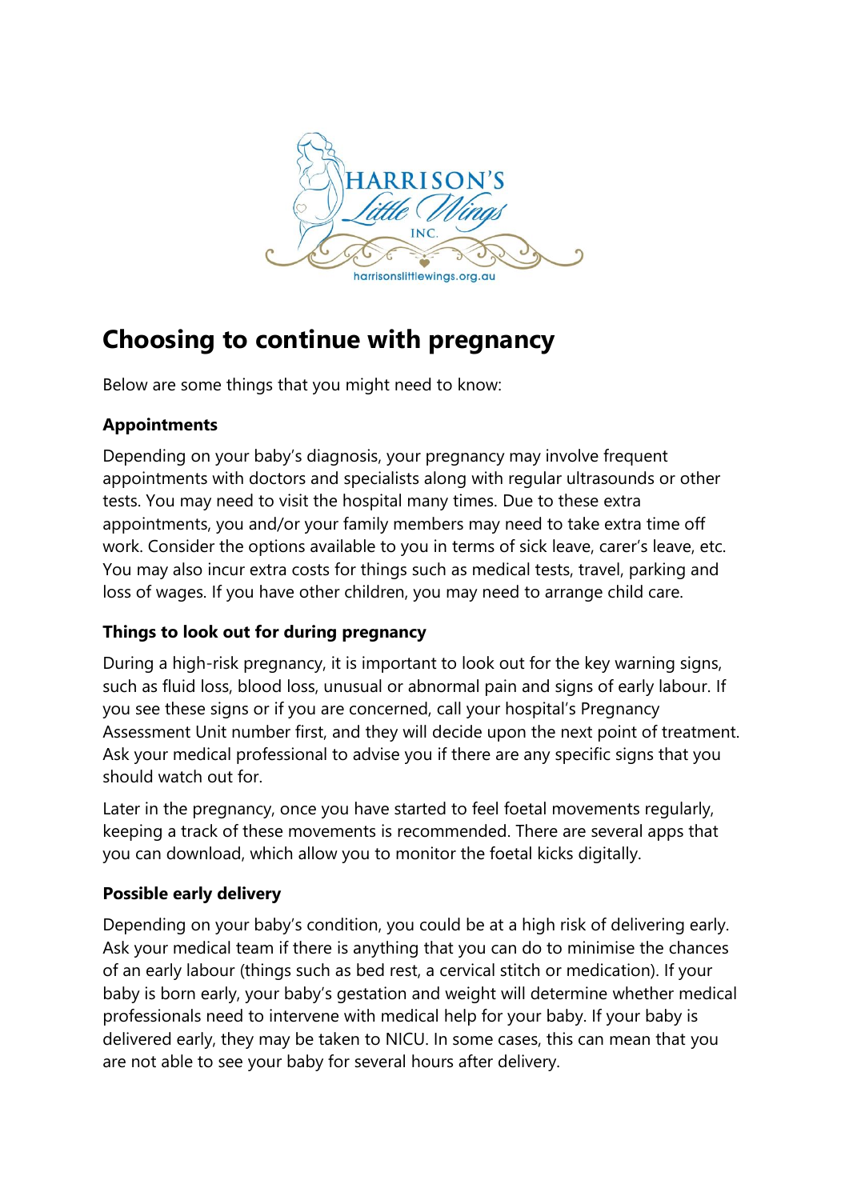# Choosing to continue with pregnancy

Below are some things that you might need to know:

**Appointments**

Depending on your baby's diagnosis, your pregnancy may involve frequent appointments with doctors and specialists along with regular ultrasounds or other tests. You may need to visit the hospital many times. Due to these extra appointments, you and/or your family members may need to take extra time off work. Consider the options available to you in terms of sick leave, carer's leave, etc. You may also incur extra costs for things such as medical tests, travel, parking and loss of wages. If you have other children, you may need to arrange child care.

**Things to look out for during pregnancy**

During a high-risk pregnancy, it is important to look out for the key warning signs, such as fluid loss, blood loss, unusual or abnormal pain and signs of early labour. If you see these signs or if you are concerned, call your hospital's Pregnancy Assessment Unit number first, and they will decide upon the next point of treatment. Ask your medical professional to advise you if there are any specific signs that you should watch out for.

Later in the pregnancy, once you have started to feel foetal movements regularly, keeping a track of these movements is recommended. There are several apps that you can download, which allow you to monitor the foetal kicks digitally.

**Possible early delivery**

Depending on your baby's condition, you could be at a high risk of delivering early. Ask your medical team if there is anything that you can do to minimise the chances of an early labour (things such as bed rest, a cervical stitch or medication). If your baby is born early, your baby's gestation and weight will determine whether medical professionals need to intervene with medical help for your baby. If your baby is delivered early, they may be taken to NICU. In some cases, this can mean that you are not able to see your baby for several hours after delivery.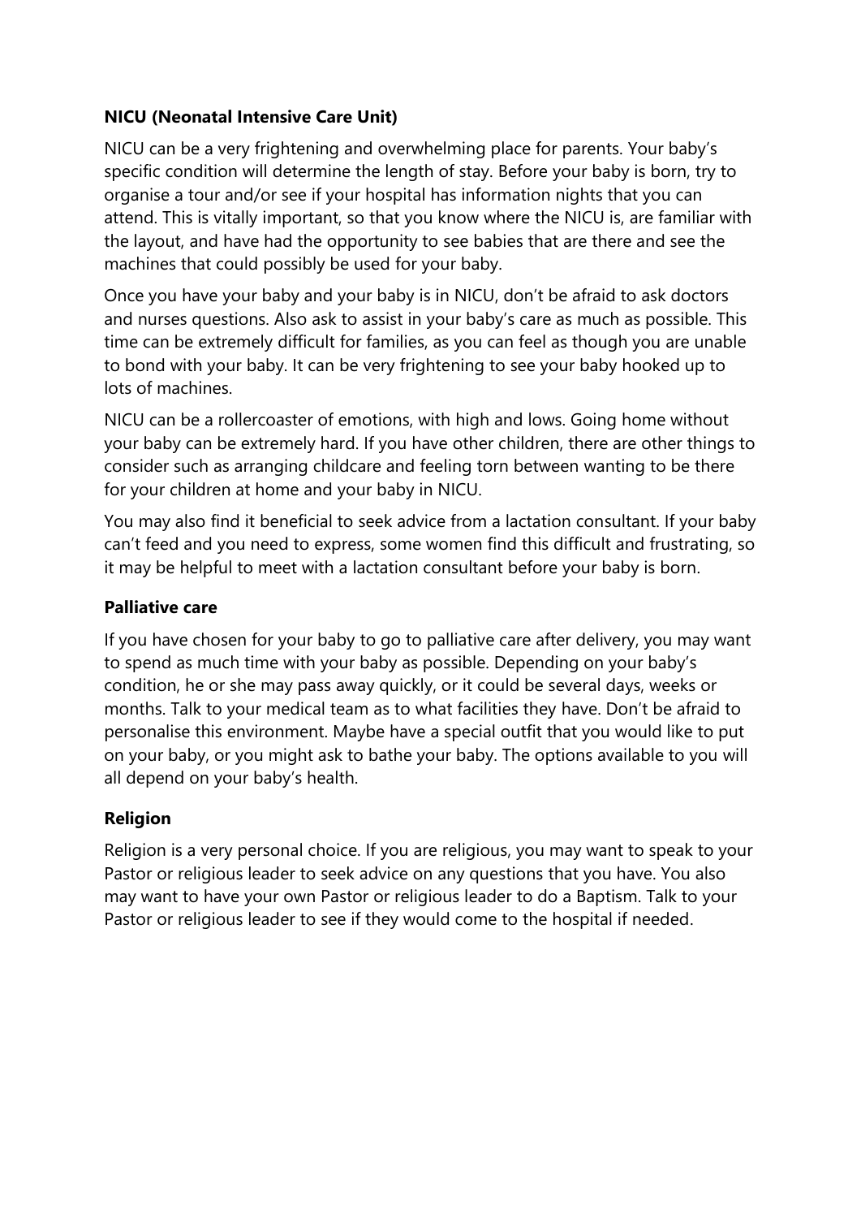**NICU (Neonatal Intensive Care Unit)**

NICU can be a very frightening and overwhelming place for parents. Your baby's specific condition will determine the length of stay. Before your baby is born, try to organise a tour and/or see if your hospital has information nights that you can attend. This is vitally important, so that you know where the NICU is, are familiar with the layout, and have had the opportunity to see babies that are there and see the machines that could possibly be used for your baby.

Once you have your baby and your baby is in NICU, don't be afraid to ask doctors and nurses questions. Also ask to assist in your baby's care as much as possible. This time can be extremely difficult for families, as you can feel as though you are unable to bond with your baby. It can be very frightening to see your baby hooked up to lots of machines.

NICU can be a rollercoaster of emotions, with high and lows. Going home without your baby can be extremely hard. If you have other children, there are other things to consider such as arranging childcare and feeling torn between wanting to be there for your children at home and your baby in NICU.

You may also find it beneficial to seek advice from a lactation consultant. If your baby can't feed and you need to express, some women find this difficult and frustrating, so it may be helpful to meet with a lactation consultant before your baby is born.

**Palliative care**

If you have chosen for your baby to go to palliative care after delivery, you may want to spend as much time with your baby as possible. Depending on your baby's condition, he or she may pass away quickly, or it could be several days, weeks or months. Talk to your medical team as to what facilities they have. Don't be afraid to personalise this environment. Maybe have a special outfit that you would like to put on your baby, or you might ask to bathe your baby. The options available to you will all depend on your baby's health.

**Religion**

Religion is a very personal choice. If you are religious, you may want to speak to your Pastor or religious leader to seek advice on any questions that you have. You also may want to have your own Pastor or religious leader to do a Baptism. Talk to your Pastor or religious leader to see if they would come to the hospital if needed.